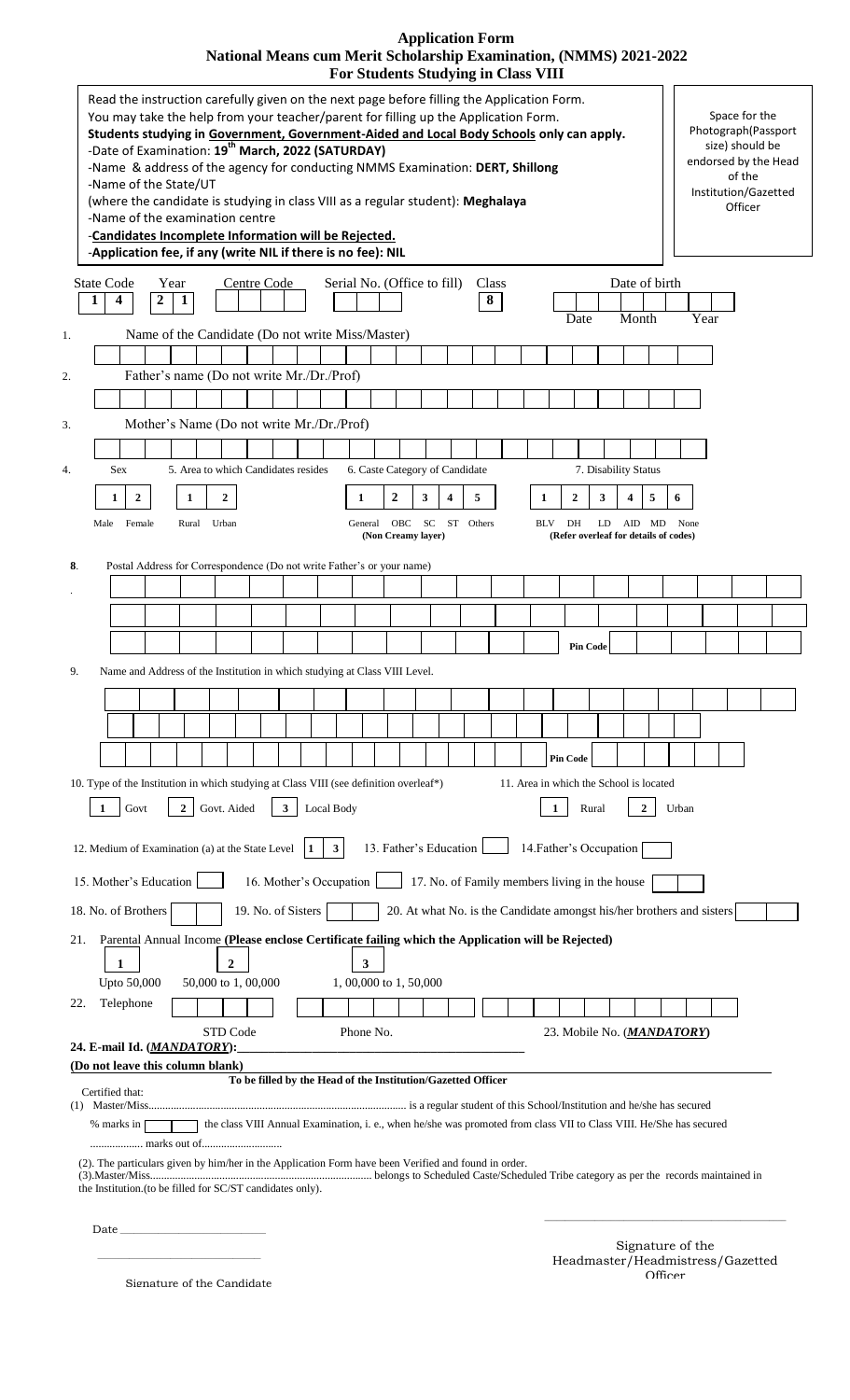# Application Form

## National Means cum Merit Scholarship Examination, (NMMS) 2021-2022

### For Students Studying in Class VIII

Read the instruction carefully given on the next page before filling the Application Form.
You may take the help from your teacher/parent for filling up the Application Form.
**Students studying in Government, Government-Aided and Local Body Schools only can apply.**
-Date of Examination: **19th March, 2022 (SATURDAY)**
-Name & address of the agency for conducting NMMS Examination: **DERT, Shillong**
-Name of the State/UT
(where the candidate is studying in class VIII as a regular student): **Meghalaya**
-Name of the examination centre
-**Candidates Incomplete Information will be Rejected.**
-**Application fee, if any (write NIL if there is no fee): NIL**

Space for the Photograph(Passport size) should be endorsed by the Head of the Institution/Gazetted Officer

| State Code | Year | Centre Code | Serial No. (Office to fill) | Class | Date of birth |
|---|---|---|---|---|---|
| 1 4 | 2 1 | | | 8 | Date / Month / Year |

1. Name of the Candidate (Do not write Miss/Master)

2. Father's name (Do not write Mr./Dr./Prof)

3. Mother's Name (Do not write Mr./Dr./Prof)

4. Sex: 1 Male, 2 Female
5. Area to which Candidates resides: 1 Rural, 2 Urban
6. Caste Category of Candidate: 1 General, 2 OBC (Non Creamy layer), 3 SC, 4 ST, 5 Others
7. Disability Status: 1 BLV, 2 DH, 3 LD, 4 AID, 5 MD, 6 None (Refer overleaf for details of codes)

8. Postal Address for Correspondence (Do not write Father's or your name)

Pin Code

9. Name and Address of the Institution in which studying at Class VIII Level.

Pin Code

10. Type of the Institution in which studying at Class VIII (see definition overleaf*): 1 Govt, 2 Govt. Aided, 3 Local Body

11. Area in which the School is located: 1 Rural, 2 Urban

12. Medium of Examination (a) at the State Level: 1 3

13. Father's Education

14. Father's Occupation

15. Mother's Education

16. Mother's Occupation

17. No. of Family members living in the house

18. No. of Brothers

19. No. of Sisters

20. At what No. is the Candidate amongst his/her brothers and sisters

21. Parental Annual Income **(Please enclose Certificate failing which the Application will be Rejected)**
1 Upto 50,000 &nbsp; 2 50,000 to 1, 00,000 &nbsp; 3 1, 00,000 to 1, 50,000

22. Telephone: STD Code, Phone No.

23. Mobile No. (***MANDATORY***)

**24. E-mail Id. (*MANDATORY*):**

**(Do not leave this column blank)**

**To be filled by the Head of the Institution/Gazetted Officer**

Certified that:

(1) Master/Miss.......................................................................................... is a regular student of this School/Institution and he/she has secured % marks in [ ] the class VIII Annual Examination, i. e., when he/she was promoted from class VII to Class VIII. He/She has secured .................. marks out of............................

(2). The particulars given by him/her in the Application Form have been Verified and found in order.

(3).Master/Miss.......................................................................................... belongs to Scheduled Caste/Scheduled Tribe category as per the records maintained in the Institution.(to be filled for SC/ST candidates only).

Date ____________________

Signature of the Candidate

Signature of the Headmaster/Headmistress/Gazetted Officer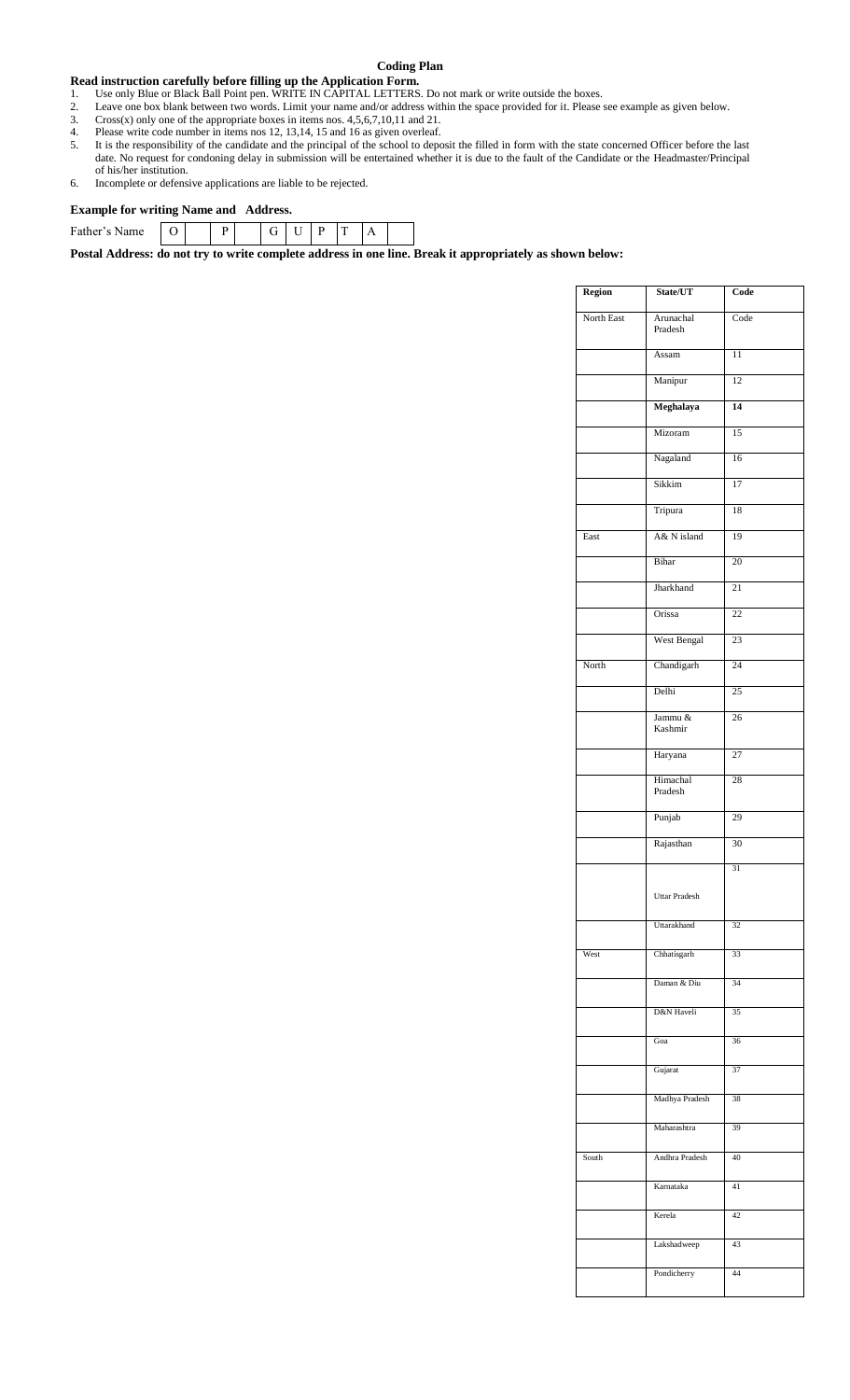# Coding Plan

**Read instruction carefully before filling up the Application Form.**

1. Use only Blue or Black Ball Point pen. WRITE IN CAPITAL LETTERS. Do not mark or write outside the boxes.
2. Leave one box blank between two words. Limit your name and/or address within the space provided for it. Please see example as given below.
3. Cross(x) only one of the appropriate boxes in items nos. 4,5,6,7,10,11 and 21.
4. Please write code number in items nos 12, 13,14, 15 and 16 as given overleaf.
5. It is the responsibility of the candidate and the principal of the school to deposit the filled in form with the state concerned Officer before the last date. No request for condoning delay in submission will be entertained whether it is due to the fault of the Candidate or the Headmaster/Principal of his/her institution.
6. Incomplete or defensive applications are liable to be rejected.

**Example for writing Name and Address.**

| Father's Name | O | | P | | G | U | P | T | A | |
|---|---|---|---|---|---|---|---|---|---|---|

**Postal Address: do not try to write complete address in one line. Break it appropriately as shown below:**

| Region | State/UT | Code |
|---|---|---|
| North East | Arunachal Pradesh | Code |
| | Assam | 11 |
| | Manipur | 12 |
| | **Meghalaya** | **14** |
| | Mizoram | 15 |
| | Nagaland | 16 |
| | Sikkim | 17 |
| | Tripura | 18 |
| East | A& N island | 19 |
| | Bihar | 20 |
| | Jharkhand | 21 |
| | Orissa | 22 |
| | West Bengal | 23 |
| North | Chandigarh | 24 |
| | Delhi | 25 |
| | Jammu & Kashmir | 26 |
| | Haryana | 27 |
| | Himachal Pradesh | 28 |
| | Punjab | 29 |
| | Rajasthan | 30 |
| | Uttar Pradesh | 31 |
| | Uttarakhand | 32 |
| West | Chhatisgarh | 33 |
| | Daman & Diu | 34 |
| | D&N Haveli | 35 |
| | Goa | 36 |
| | Gujarat | 37 |
| | Madhya Pradesh | 38 |
| | Maharashtra | 39 |
| South | Andhra Pradesh | 40 |
| | Karnataka | 41 |
| | Kerela | 42 |
| | Lakshadweep | 43 |
| | Pondicherry | 44 |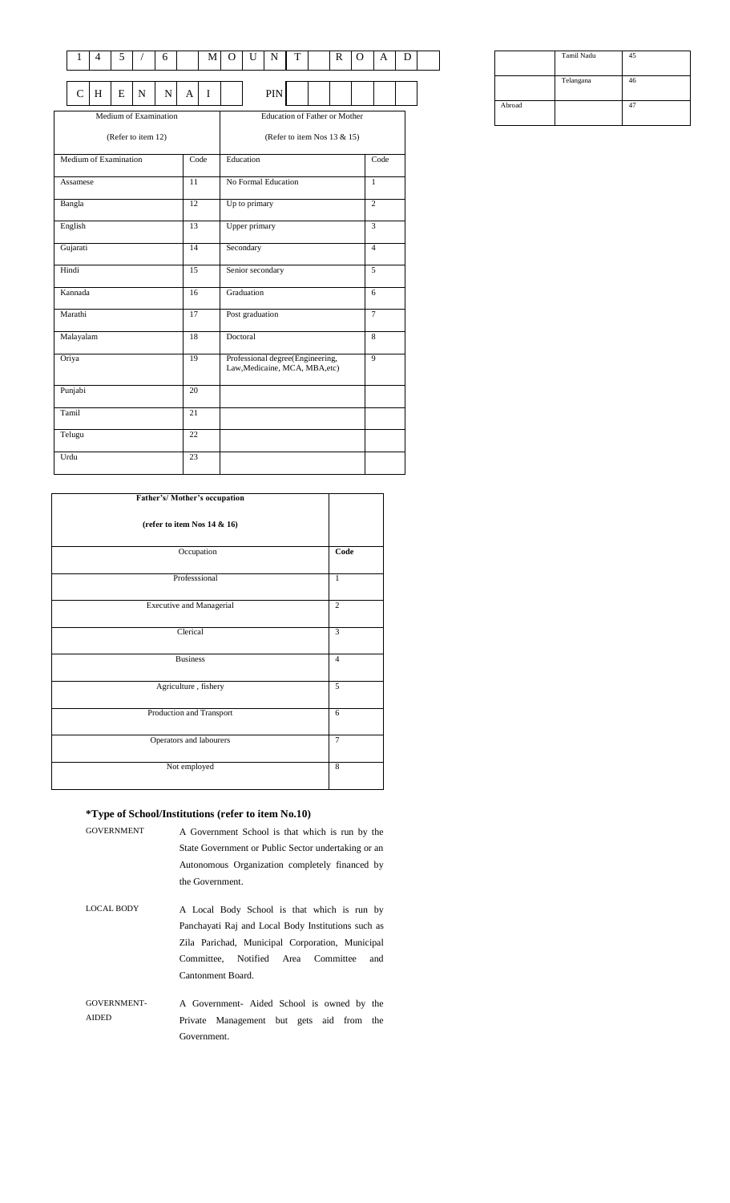| 1 | 4 | 5 | / | 6 | | | M | O | U | N | T | | R | O | A | D | |
|---|---|---|---|---|---|---|---|---|---|---|---|---|---|---|---|---|---|

| C | H | E | N | N | A | I | | PIN | | | | | | |
|---|---|---|---|---|---|---|---|---|---|---|---|---|---|---|

| | Tamil Nadu | 45 |
|---|---|---|
| | Telangana | 46 |
| Abroad | | 47 |

| Medium of Examination (Refer to item 12) | | Education of Father or Mother (Refer to item Nos 13 & 15) | |
|---|---|---|---|
| Medium of Examination | Code | Education | Code |
| Assamese | 11 | No Formal Education | 1 |
| Bangla | 12 | Up to primary | 2 |
| English | 13 | Upper primary | 3 |
| Gujarati | 14 | Secondary | 4 |
| Hindi | 15 | Senior secondary | 5 |
| Kannada | 16 | Graduation | 6 |
| Marathi | 17 | Post graduation | 7 |
| Malayalam | 18 | Doctoral | 8 |
| Oriya | 19 | Professional degree(Engineering, Law,Medicaine, MCA, MBA,etc) | 9 |
| Punjabi | 20 | | |
| Tamil | 21 | | |
| Telugu | 22 | | |
| Urdu | 23 | | |

| **Father's/ Mother's occupation** **(refer to item Nos 14 & 16)** | |
|---|---|
| Occupation | **Code** |
| Professsional | 1 |
| Executive and Managerial | 2 |
| Clerical | 3 |
| Business | 4 |
| Agriculture , fishery | 5 |
| Production and Transport | 6 |
| Operators and labourers | 7 |
| Not employed | 8 |

### *Type of School/Institutions (refer to item No.10)

GOVERNMENT — A Government School is that which is run by the State Government or Public Sector undertaking or an Autonomous Organization completely financed by the Government.

LOCAL BODY — A Local Body School is that which is run by Panchayati Raj and Local Body Institutions such as Zila Parichad, Municipal Corporation, Municipal Committee, Notified Area Committee and Cantonment Board.

GOVERNMENT-AIDED — A Government- Aided School is owned by the Private Management but gets aid from the Government.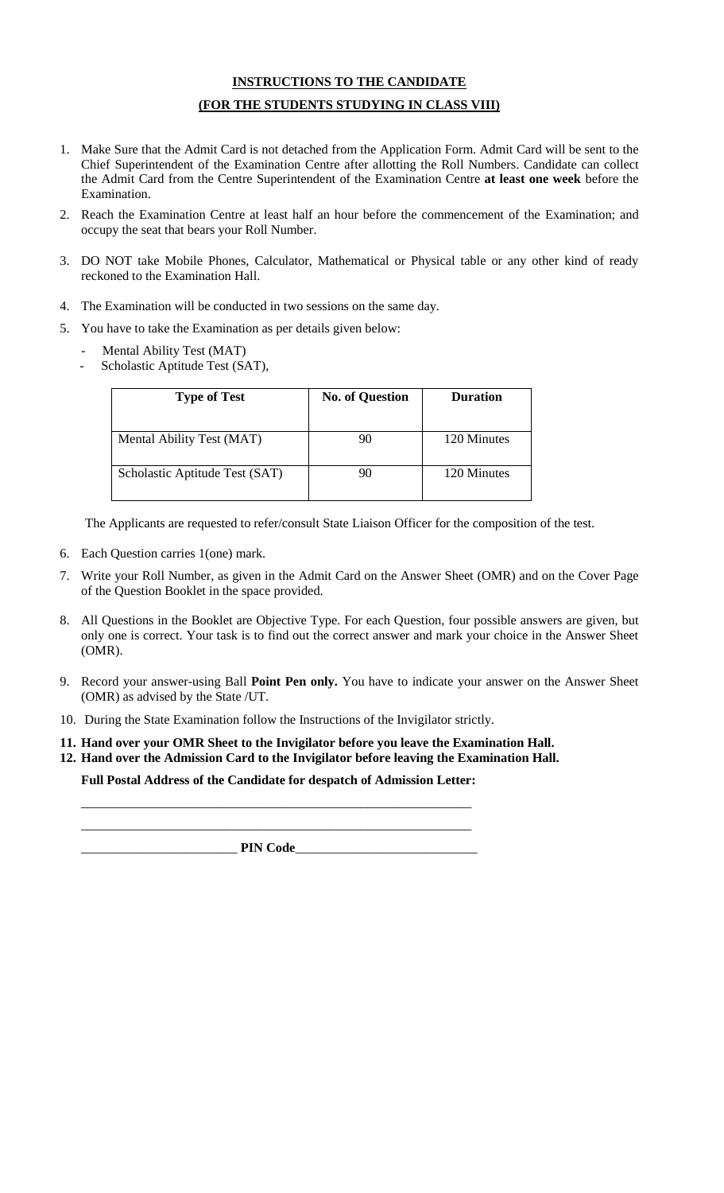## INSTRUCTIONS TO THE CANDIDATE

## (FOR THE STUDENTS STUDYING IN CLASS VIII)

1. Make Sure that the Admit Card is not detached from the Application Form. Admit Card will be sent to the Chief Superintendent of the Examination Centre after allotting the Roll Numbers. Candidate can collect the Admit Card from the Centre Superintendent of the Examination Centre **at least one week** before the Examination.
2. Reach the Examination Centre at least half an hour before the commencement of the Examination; and occupy the seat that bears your Roll Number.
3. DO NOT take Mobile Phones, Calculator, Mathematical or Physical table or any other kind of ready reckoned to the Examination Hall.
4. The Examination will be conducted in two sessions on the same day.
5. You have to take the Examination as per details given below:
   - Mental Ability Test (MAT)
   - Scholastic Aptitude Test (SAT),

| Type of Test | No. of Question | Duration |
|---|---|---|
| Mental Ability Test (MAT) | 90 | 120 Minutes |
| Scholastic Aptitude Test (SAT) | 90 | 120 Minutes |

The Applicants are requested to refer/consult State Liaison Officer for the composition of the test.

6. Each Question carries 1(one) mark.
7. Write your Roll Number, as given in the Admit Card on the Answer Sheet (OMR) and on the Cover Page of the Question Booklet in the space provided.
8. All Questions in the Booklet are Objective Type. For each Question, four possible answers are given, but only one is correct. Your task is to find out the correct answer and mark your choice in the Answer Sheet (OMR).
9. Record your answer-using Ball **Point Pen only.** You have to indicate your answer on the Answer Sheet (OMR) as advised by the State /UT.
10. During the State Examination follow the Instructions of the Invigilator strictly.
11. **Hand over your OMR Sheet to the Invigilator before you leave the Examination Hall.**
12. **Hand over the Admission Card to the Invigilator before leaving the Examination Hall.**

**Full Postal Address of the Candidate for despatch of Admission Letter:**

_______________________________________________________________

_______________________________________________________________

________________________ **PIN Code**____________________________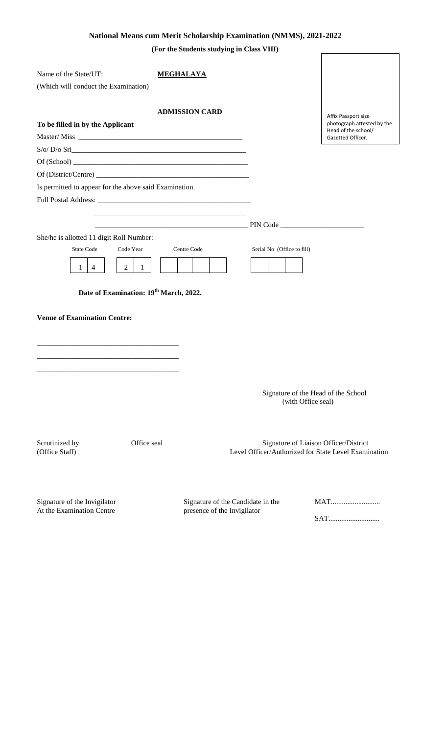# National Means cum Merit Scholarship Examination (NMMS), 2021-2022

**(For the Students studying in Class VIII)**

Name of the State/UT: **MEGHALAYA**

(Which will conduct the Examination)

Affix Passport size photograph attested by the Head of the school/ Gazetted Officer.

## ADMISSION CARD

**To be filled in by the Applicant**

Master/ Miss ______________________________________________

S/o/ D/o Sri______________________________________________

Of (School) ______________________________________________

Of (District/Centre) ________________________________________

Is permitted to appear for the above said Examination.

Full Postal Address: _________________________________________

_________________________________________

_________________________________________ PIN Code ______________________

She/he is allotted 11 digit Roll Number:

| State Code | | Code Year | | Centre Code | | | | Serial No. (Office to fill) | | |
|---|---|---|---|---|---|---|---|---|---|---|
| 1 | 4 | 2 | 1 | | | | | | | |

**Date of Examination: 19th March, 2022.**

**Venue of Examination Centre:**

_____________________________________

_____________________________________

_____________________________________

_____________________________________

Signature of the Head of the School
(with Office seal)

Scrutinized by
(Office Staff)

Office seal

Signature of Liaison Officer/District Level Officer/Authorized for State Level Examination

Signature of the Invigilator
At the Examination Centre

Signature of the Candidate in the presence of the Invigilator

MAT...........................

SAT............................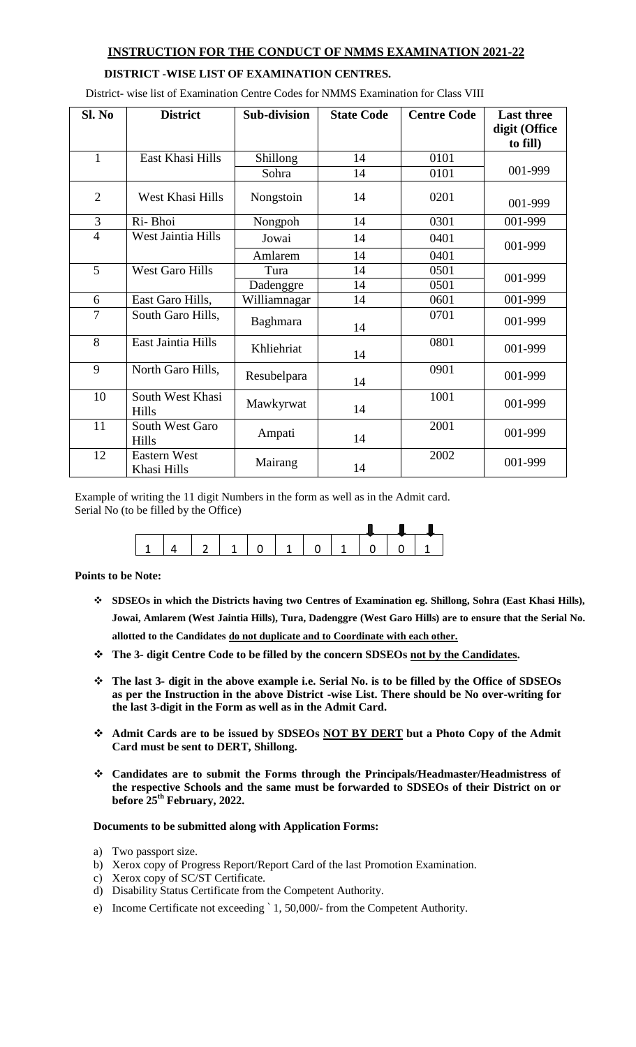## INSTRUCTION FOR THE CONDUCT OF NMMS EXAMINATION 2021-22

### DISTRICT -WISE LIST OF EXAMINATION CENTRES.

District- wise list of Examination Centre Codes for NMMS Examination for Class VIII

| Sl. No | District | Sub-division | State Code | Centre Code | Last three digit (Office to fill) |
|---|---|---|---|---|---|
| 1 | East Khasi Hills | Shillong | 14 | 0101 | 001-999 |
| | | Sohra | 14 | 0101 | |
| 2 | West Khasi Hills | Nongstoin | 14 | 0201 | 001-999 |
| 3 | Ri- Bhoi | Nongpoh | 14 | 0301 | 001-999 |
| 4 | West Jaintia Hills | Jowai | 14 | 0401 | 001-999 |
| | | Amlarem | 14 | 0401 | |
| 5 | West Garo Hills | Tura | 14 | 0501 | 001-999 |
| | | Dadenggre | 14 | 0501 | |
| 6 | East Garo Hills, | Williamnagar | 14 | 0601 | 001-999 |
| 7 | South Garo Hills, | Baghmara | 14 | 0701 | 001-999 |
| 8 | East Jaintia Hills | Khliehriat | 14 | 0801 | 001-999 |
| 9 | North Garo Hills, | Resubelpara | 14 | 0901 | 001-999 |
| 10 | South West Khasi Hills | Mawkyrwat | 14 | 1001 | 001-999 |
| 11 | South West Garo Hills | Ampati | 14 | 2001 | 001-999 |
| 12 | Eastern West Khasi Hills | Mairang | 14 | 2002 | 001-999 |

Example of writing the 11 digit Numbers in the form as well as in the Admit card.
Serial No (to be filled by the Office)

| 1 | 4 | 2 | 1 | 0 | 1 | 0 | 1 | 0 | 0 | 1 |
|---|---|---|---|---|---|---|---|---|---|---|

**Points to be Note:**

- **SDSEOs in which the Districts having two Centres of Examination eg. Shillong, Sohra (East Khasi Hills), Jowai, Amlarem (West Jaintia Hills), Tura, Dadenggre (West Garo Hills) are to ensure that the Serial No. allotted to the Candidates do not duplicate and to Coordinate with each other.**
- **The 3- digit Centre Code to be filled by the concern SDSEOs not by the Candidates.**
- **The last 3- digit in the above example i.e. Serial No. is to be filled by the Office of SDSEOs as per the Instruction in the above District -wise List. There should be No over-writing for the last 3-digit in the Form as well as in the Admit Card.**
- **Admit Cards are to be issued by SDSEOs NOT BY DERT but a Photo Copy of the Admit Card must be sent to DERT, Shillong.**
- **Candidates are to submit the Forms through the Principals/Headmaster/Headmistress of the respective Schools and the same must be forwarded to SDSEOs of their District on or before 25th February, 2022.**

**Documents to be submitted along with Application Forms:**

a) Two passport size.
b) Xerox copy of Progress Report/Report Card of the last Promotion Examination.
c) Xerox copy of SC/ST Certificate.
d) Disability Status Certificate from the Competent Authority.
e) Income Certificate not exceeding ` 1, 50,000/- from the Competent Authority.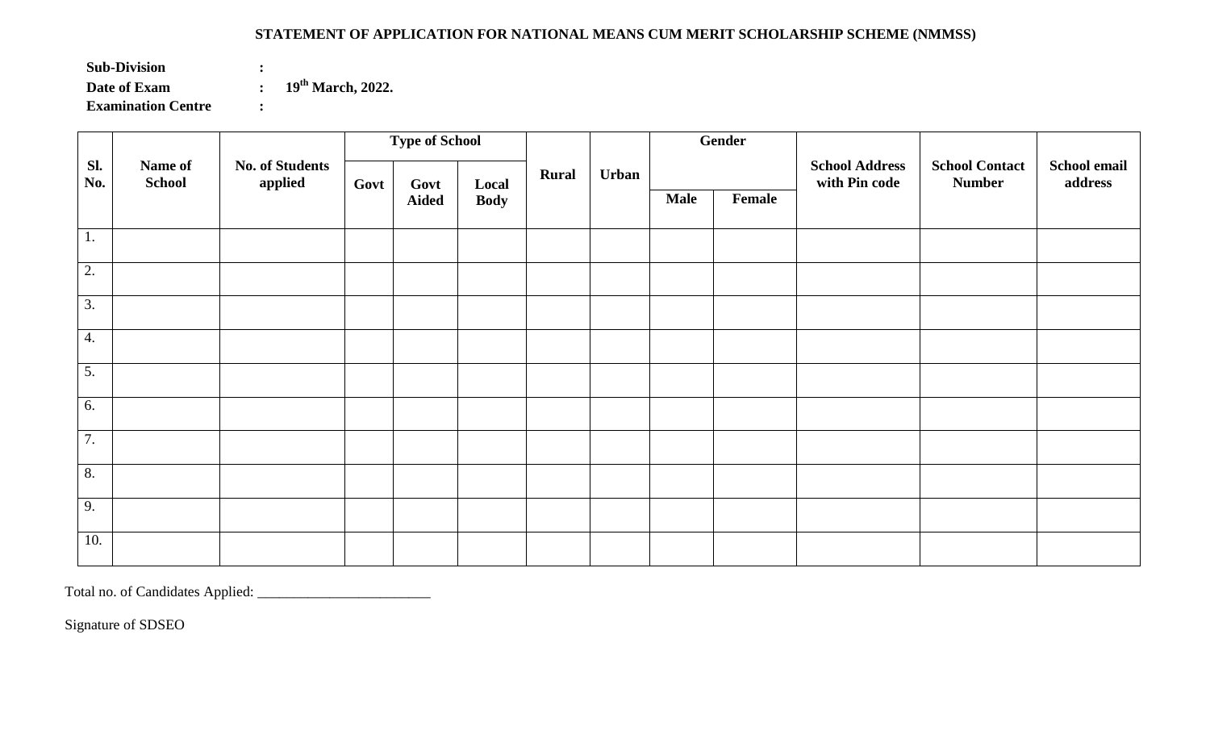**STATEMENT OF APPLICATION FOR NATIONAL MEANS CUM MERIT SCHOLARSHIP SCHEME (NMMSS)**

**Sub-Division** :

**Date of Exam** : **19th March, 2022.**

**Examination Centre** :

| Sl. No. | Name of School | No. of Students applied | Type of School | | | Rural | Urban | Gender | | School Address with Pin code | School Contact Number | School email address |
|---|---|---|---|---|---|---|---|---|---|---|---|---|
| | | | Govt | Govt Aided | Local Body | | | Male | Female | | | |
| 1. | | | | | | | | | | | | |
| 2. | | | | | | | | | | | | |
| 3. | | | | | | | | | | | | |
| 4. | | | | | | | | | | | | |
| 5. | | | | | | | | | | | | |
| 6. | | | | | | | | | | | | |
| 7. | | | | | | | | | | | | |
| 8. | | | | | | | | | | | | |
| 9. | | | | | | | | | | | | |
| 10. | | | | | | | | | | | | |

Total no. of Candidates Applied: ________________________

Signature of SDSEO